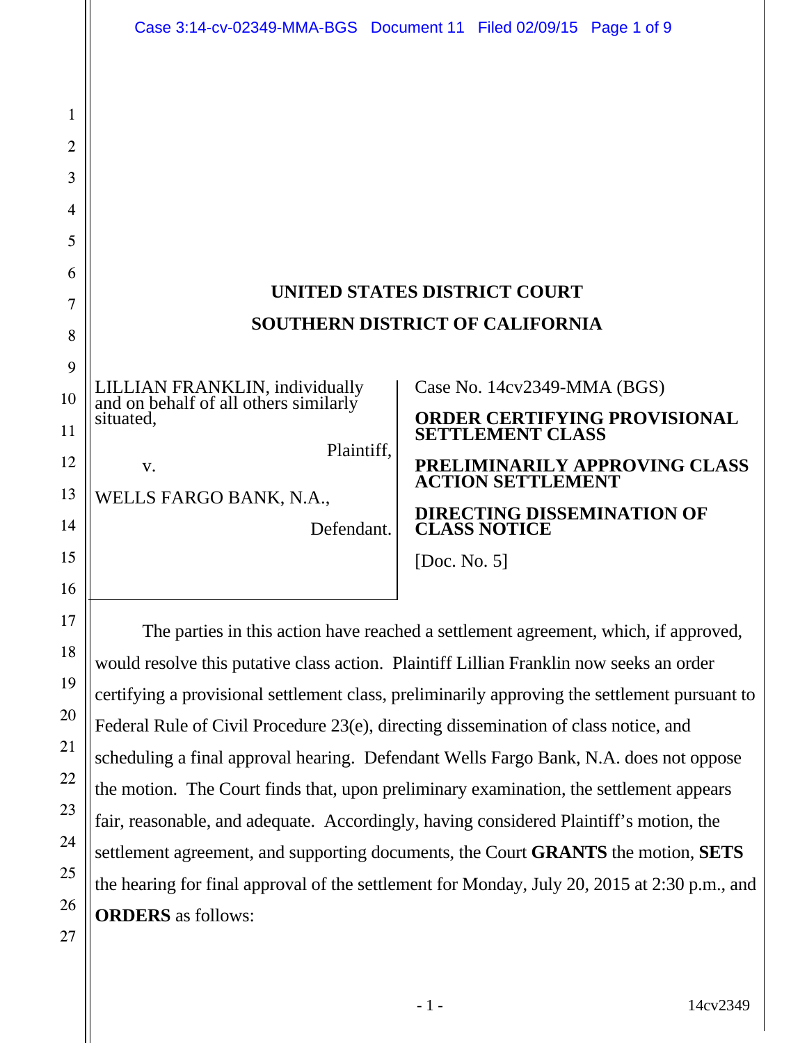# UNITED STATES DISTRICT COURT
# SOUTHERN DISTRICT OF CALIFORNIA

LILLIAN FRANKLIN, individually and on behalf of all others similarly situated,

Plaintiff,

v.

WELLS FARGO BANK, N.A.,

Defendant.

Case No. 14cv2349-MMA (BGS)

**ORDER CERTIFYING PROVISIONAL SETTLEMENT CLASS**

**PRELIMINARILY APPROVING CLASS ACTION SETTLEMENT**

**DIRECTING DISSEMINATION OF CLASS NOTICE**

[Doc. No. 5]

The parties in this action have reached a settlement agreement, which, if approved, would resolve this putative class action. Plaintiff Lillian Franklin now seeks an order certifying a provisional settlement class, preliminarily approving the settlement pursuant to Federal Rule of Civil Procedure 23(e), directing dissemination of class notice, and scheduling a final approval hearing. Defendant Wells Fargo Bank, N.A. does not oppose the motion. The Court finds that, upon preliminary examination, the settlement appears fair, reasonable, and adequate. Accordingly, having considered Plaintiff's motion, the settlement agreement, and supporting documents, the Court **GRANTS** the motion, **SETS** the hearing for final approval of the settlement for Monday, July 20, 2015 at 2:30 p.m., and **ORDERS** as follows: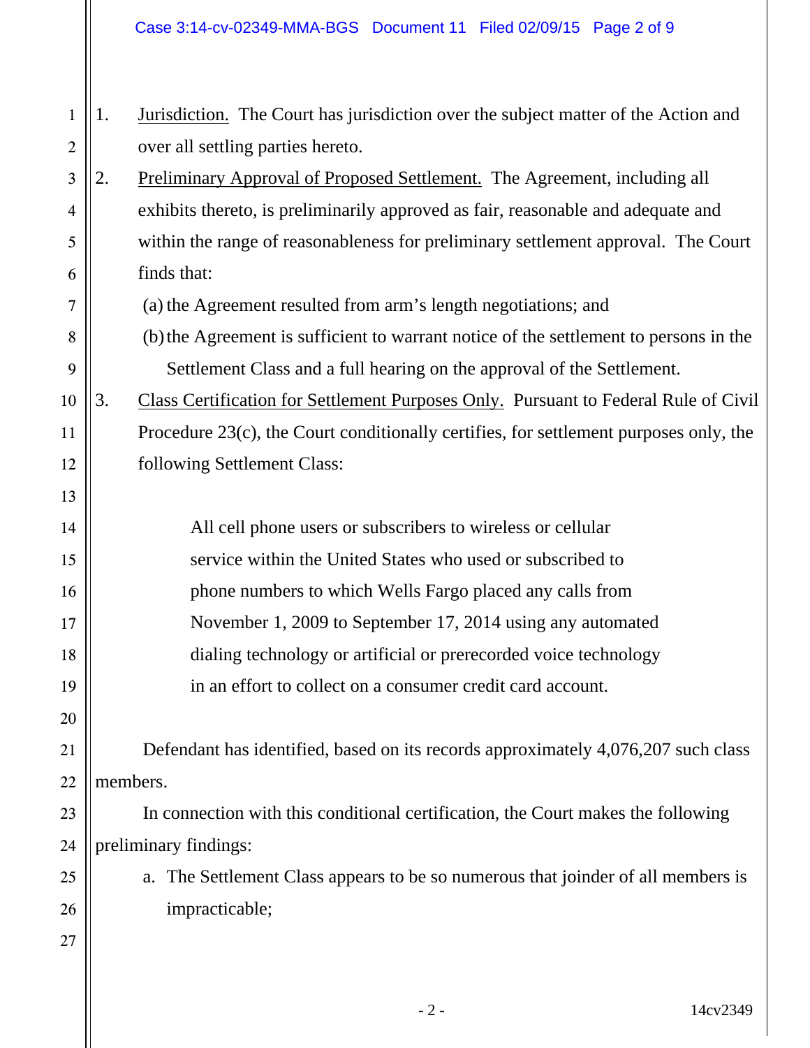1. Jurisdiction. The Court has jurisdiction over the subject matter of the Action and over all settling parties hereto.

2. Preliminary Approval of Proposed Settlement. The Agreement, including all exhibits thereto, is preliminarily approved as fair, reasonable and adequate and within the range of reasonableness for preliminary settlement approval. The Court finds that:

   (a) the Agreement resulted from arm's length negotiations; and

   (b) the Agreement is sufficient to warrant notice of the settlement to persons in the Settlement Class and a full hearing on the approval of the Settlement.

3. Class Certification for Settlement Purposes Only. Pursuant to Federal Rule of Civil Procedure 23(c), the Court conditionally certifies, for settlement purposes only, the following Settlement Class:

> All cell phone users or subscribers to wireless or cellular service within the United States who used or subscribed to phone numbers to which Wells Fargo placed any calls from November 1, 2009 to September 17, 2014 using any automated dialing technology or artificial or prerecorded voice technology in an effort to collect on a consumer credit card account.

Defendant has identified, based on its records approximately 4,076,207 such class members.

In connection with this conditional certification, the Court makes the following preliminary findings:

a. The Settlement Class appears to be so numerous that joinder of all members is impracticable;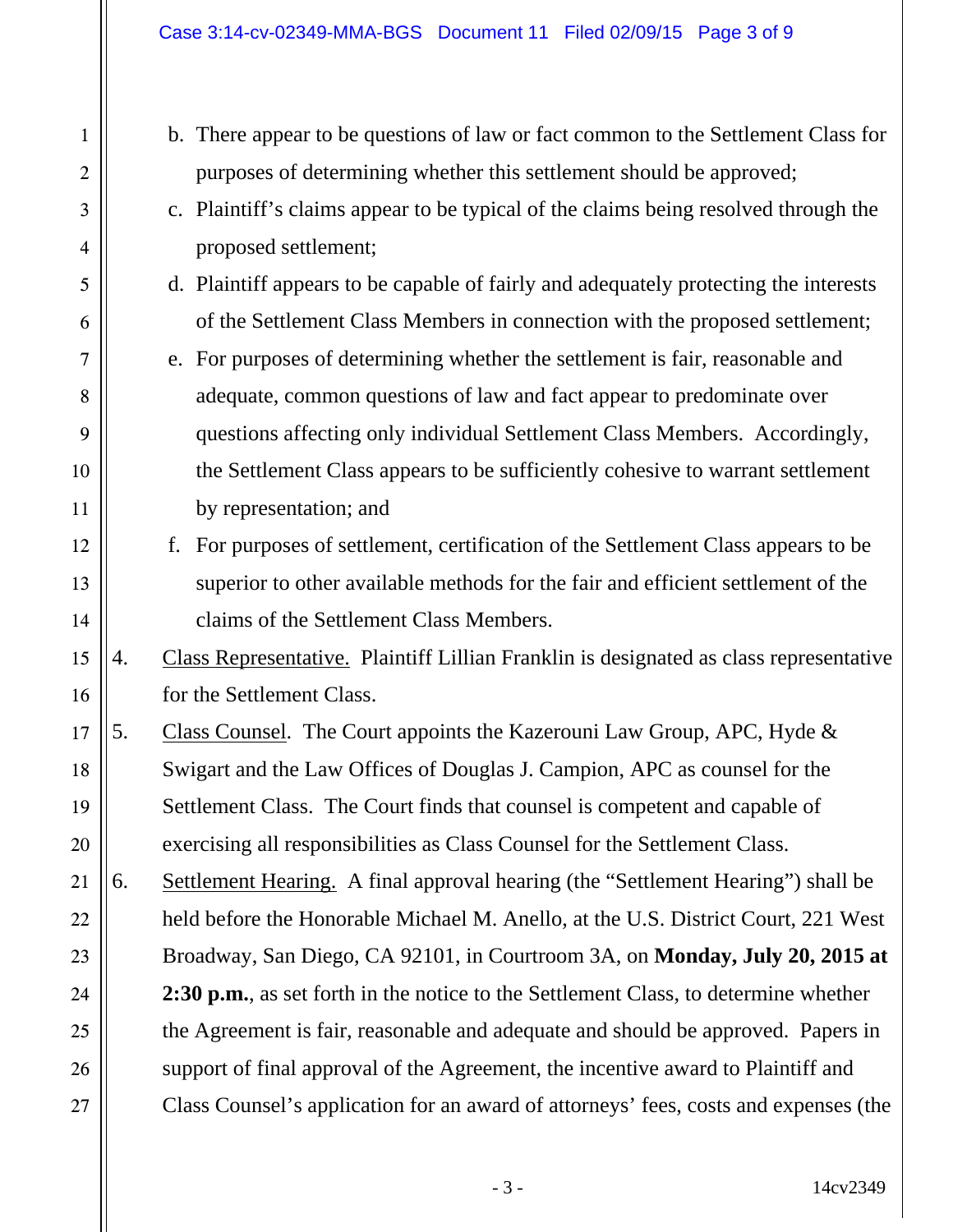b. There appear to be questions of law or fact common to the Settlement Class for purposes of determining whether this settlement should be approved;

c. Plaintiff's claims appear to be typical of the claims being resolved through the proposed settlement;

d. Plaintiff appears to be capable of fairly and adequately protecting the interests of the Settlement Class Members in connection with the proposed settlement;

e. For purposes of determining whether the settlement is fair, reasonable and adequate, common questions of law and fact appear to predominate over questions affecting only individual Settlement Class Members. Accordingly, the Settlement Class appears to be sufficiently cohesive to warrant settlement by representation; and

f. For purposes of settlement, certification of the Settlement Class appears to be superior to other available methods for the fair and efficient settlement of the claims of the Settlement Class Members.

4. Class Representative. Plaintiff Lillian Franklin is designated as class representative for the Settlement Class.

5. Class Counsel. The Court appoints the Kazerouni Law Group, APC, Hyde & Swigart and the Law Offices of Douglas J. Campion, APC as counsel for the Settlement Class. The Court finds that counsel is competent and capable of exercising all responsibilities as Class Counsel for the Settlement Class.

6. Settlement Hearing. A final approval hearing (the "Settlement Hearing") shall be held before the Honorable Michael M. Anello, at the U.S. District Court, 221 West Broadway, San Diego, CA 92101, in Courtroom 3A, on **Monday, July 20, 2015 at 2:30 p.m.**, as set forth in the notice to the Settlement Class, to determine whether the Agreement is fair, reasonable and adequate and should be approved. Papers in support of final approval of the Agreement, the incentive award to Plaintiff and Class Counsel's application for an award of attorneys' fees, costs and expenses (the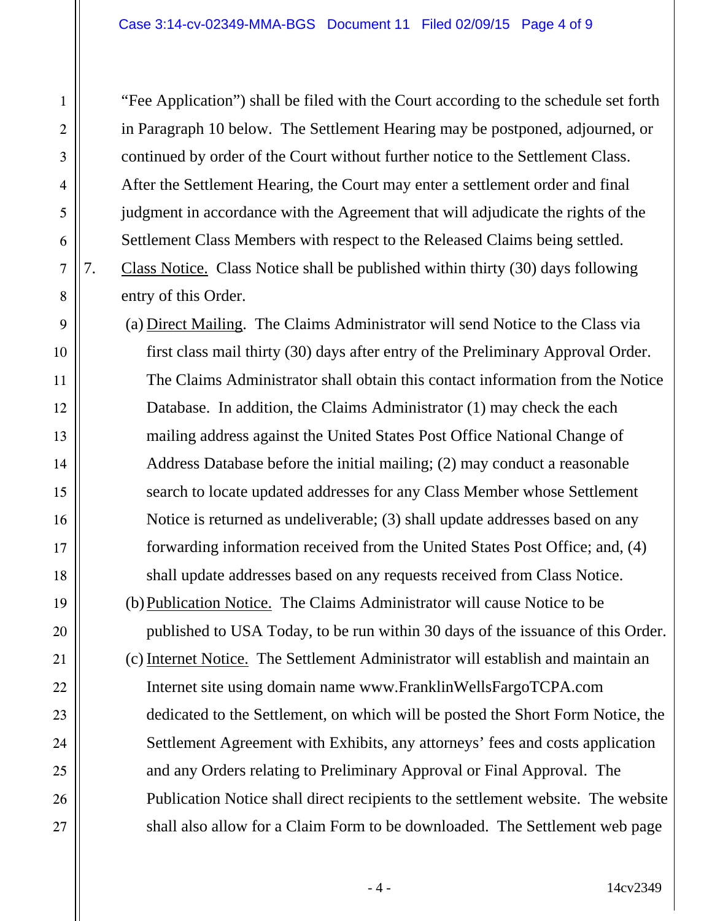"Fee Application") shall be filed with the Court according to the schedule set forth in Paragraph 10 below. The Settlement Hearing may be postponed, adjourned, or continued by order of the Court without further notice to the Settlement Class. After the Settlement Hearing, the Court may enter a settlement order and final judgment in accordance with the Agreement that will adjudicate the rights of the Settlement Class Members with respect to the Released Claims being settled.

7. Class Notice. Class Notice shall be published within thirty (30) days following entry of this Order.

   (a) Direct Mailing. The Claims Administrator will send Notice to the Class via first class mail thirty (30) days after entry of the Preliminary Approval Order. The Claims Administrator shall obtain this contact information from the Notice Database. In addition, the Claims Administrator (1) may check the each mailing address against the United States Post Office National Change of Address Database before the initial mailing; (2) may conduct a reasonable search to locate updated addresses for any Class Member whose Settlement Notice is returned as undeliverable; (3) shall update addresses based on any forwarding information received from the United States Post Office; and, (4) shall update addresses based on any requests received from Class Notice.

   (b) Publication Notice. The Claims Administrator will cause Notice to be published to USA Today, to be run within 30 days of the issuance of this Order.

   (c) Internet Notice. The Settlement Administrator will establish and maintain an Internet site using domain name www.FranklinWellsFargoTCPA.com dedicated to the Settlement, on which will be posted the Short Form Notice, the Settlement Agreement with Exhibits, any attorneys' fees and costs application and any Orders relating to Preliminary Approval or Final Approval. The Publication Notice shall direct recipients to the settlement website. The website shall also allow for a Claim Form to be downloaded. The Settlement web page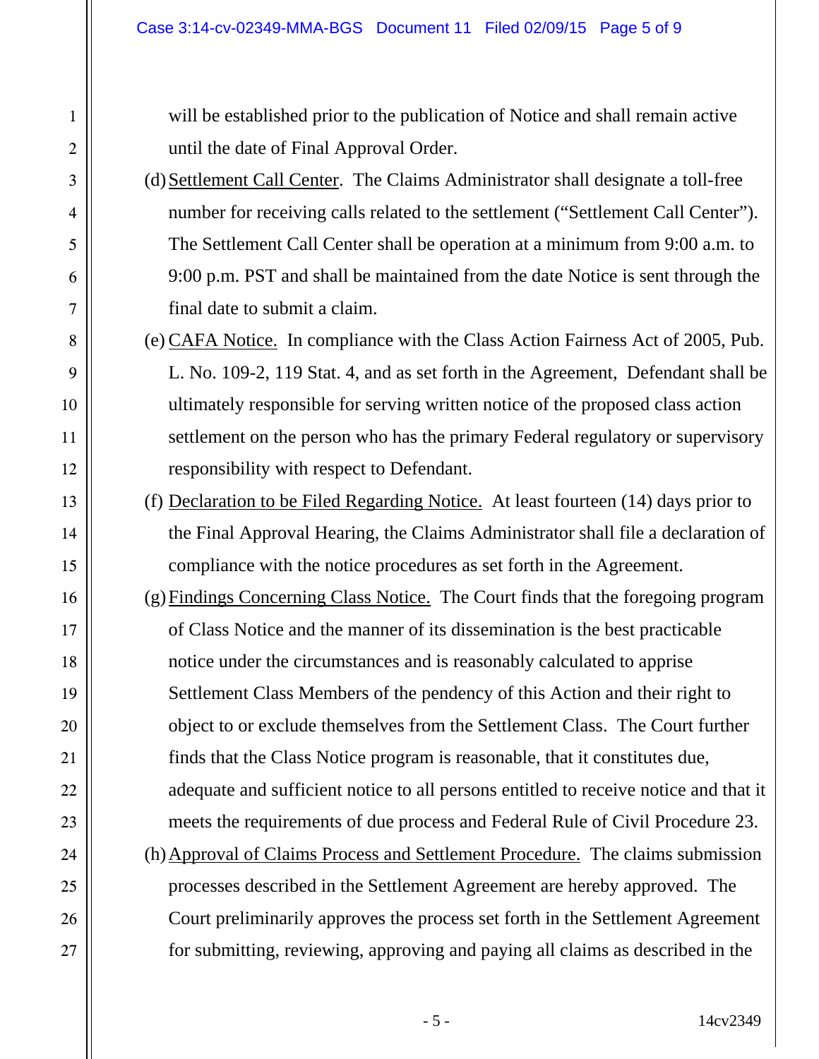will be established prior to the publication of Notice and shall remain active until the date of Final Approval Order.

(d) Settlement Call Center. The Claims Administrator shall designate a toll-free number for receiving calls related to the settlement ("Settlement Call Center"). The Settlement Call Center shall be operation at a minimum from 9:00 a.m. to 9:00 p.m. PST and shall be maintained from the date Notice is sent through the final date to submit a claim.

(e) CAFA Notice. In compliance with the Class Action Fairness Act of 2005, Pub. L. No. 109-2, 119 Stat. 4, and as set forth in the Agreement, Defendant shall be ultimately responsible for serving written notice of the proposed class action settlement on the person who has the primary Federal regulatory or supervisory responsibility with respect to Defendant.

(f) Declaration to be Filed Regarding Notice. At least fourteen (14) days prior to the Final Approval Hearing, the Claims Administrator shall file a declaration of compliance with the notice procedures as set forth in the Agreement.

(g) Findings Concerning Class Notice. The Court finds that the foregoing program of Class Notice and the manner of its dissemination is the best practicable notice under the circumstances and is reasonably calculated to apprise Settlement Class Members of the pendency of this Action and their right to object to or exclude themselves from the Settlement Class. The Court further finds that the Class Notice program is reasonable, that it constitutes due, adequate and sufficient notice to all persons entitled to receive notice and that it meets the requirements of due process and Federal Rule of Civil Procedure 23.

(h) Approval of Claims Process and Settlement Procedure. The claims submission processes described in the Settlement Agreement are hereby approved. The Court preliminarily approves the process set forth in the Settlement Agreement for submitting, reviewing, approving and paying all claims as described in the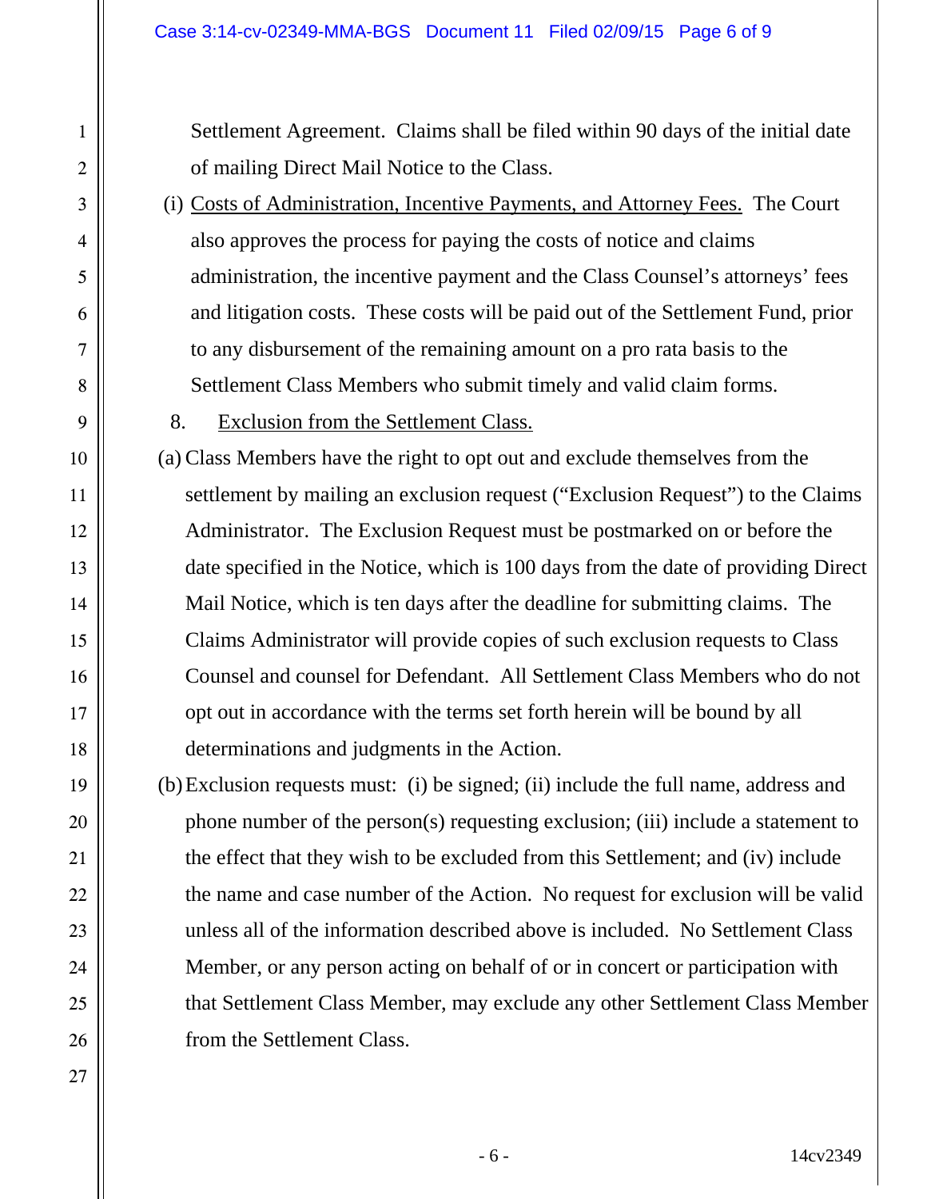Settlement Agreement. Claims shall be filed within 90 days of the initial date of mailing Direct Mail Notice to the Class.

(i) Costs of Administration, Incentive Payments, and Attorney Fees. The Court also approves the process for paying the costs of notice and claims administration, the incentive payment and the Class Counsel's attorneys' fees and litigation costs. These costs will be paid out of the Settlement Fund, prior to any disbursement of the remaining amount on a pro rata basis to the Settlement Class Members who submit timely and valid claim forms.

8. Exclusion from the Settlement Class.

(a) Class Members have the right to opt out and exclude themselves from the settlement by mailing an exclusion request ("Exclusion Request") to the Claims Administrator. The Exclusion Request must be postmarked on or before the date specified in the Notice, which is 100 days from the date of providing Direct Mail Notice, which is ten days after the deadline for submitting claims. The Claims Administrator will provide copies of such exclusion requests to Class Counsel and counsel for Defendant. All Settlement Class Members who do not opt out in accordance with the terms set forth herein will be bound by all determinations and judgments in the Action.

(b) Exclusion requests must: (i) be signed; (ii) include the full name, address and phone number of the person(s) requesting exclusion; (iii) include a statement to the effect that they wish to be excluded from this Settlement; and (iv) include the name and case number of the Action. No request for exclusion will be valid unless all of the information described above is included. No Settlement Class Member, or any person acting on behalf of or in concert or participation with that Settlement Class Member, may exclude any other Settlement Class Member from the Settlement Class.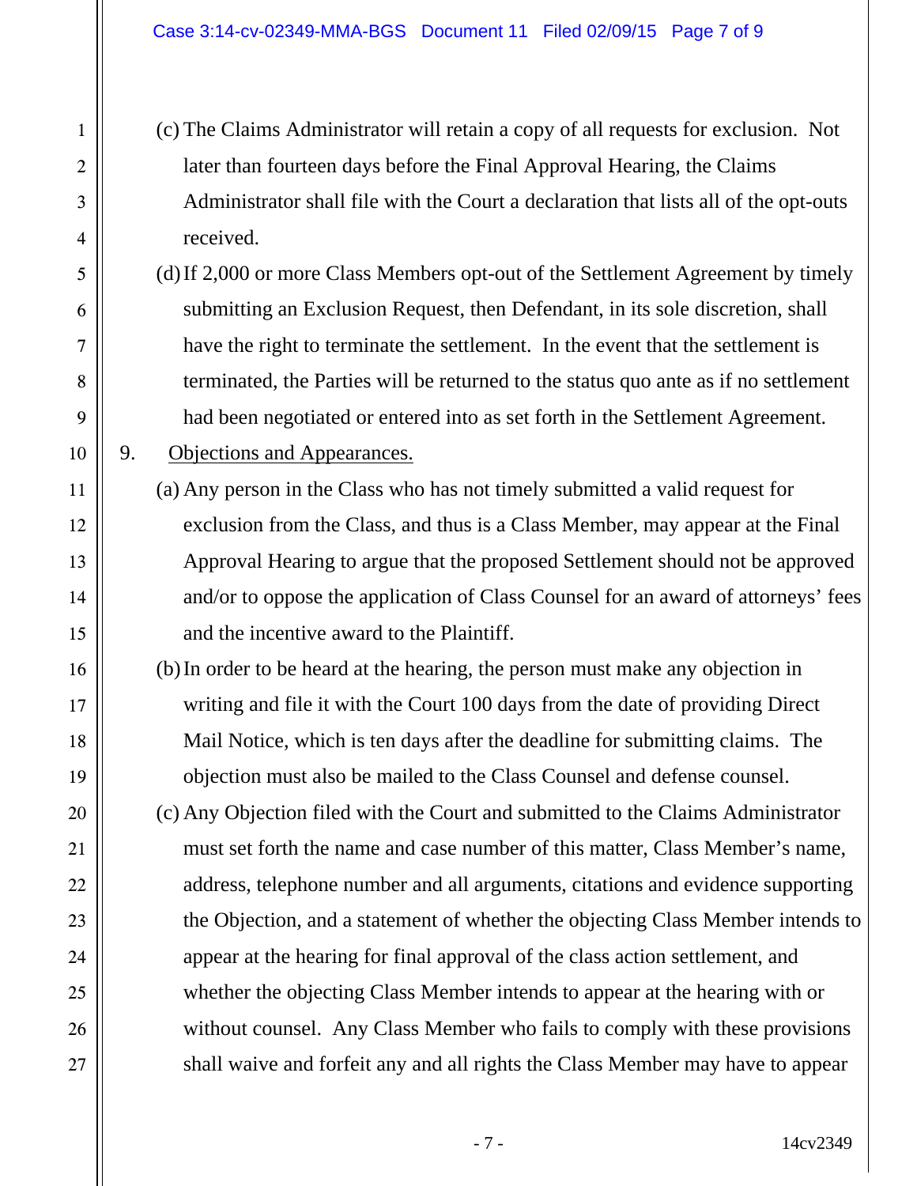(c) The Claims Administrator will retain a copy of all requests for exclusion. Not later than fourteen days before the Final Approval Hearing, the Claims Administrator shall file with the Court a declaration that lists all of the opt-outs received.

(d) If 2,000 or more Class Members opt-out of the Settlement Agreement by timely submitting an Exclusion Request, then Defendant, in its sole discretion, shall have the right to terminate the settlement. In the event that the settlement is terminated, the Parties will be returned to the status quo ante as if no settlement had been negotiated or entered into as set forth in the Settlement Agreement.

9. <u>Objections and Appearances.</u>

(a) Any person in the Class who has not timely submitted a valid request for exclusion from the Class, and thus is a Class Member, may appear at the Final Approval Hearing to argue that the proposed Settlement should not be approved and/or to oppose the application of Class Counsel for an award of attorneys' fees and the incentive award to the Plaintiff.

(b) In order to be heard at the hearing, the person must make any objection in writing and file it with the Court 100 days from the date of providing Direct Mail Notice, which is ten days after the deadline for submitting claims. The objection must also be mailed to the Class Counsel and defense counsel.

(c) Any Objection filed with the Court and submitted to the Claims Administrator must set forth the name and case number of this matter, Class Member's name, address, telephone number and all arguments, citations and evidence supporting the Objection, and a statement of whether the objecting Class Member intends to appear at the hearing for final approval of the class action settlement, and whether the objecting Class Member intends to appear at the hearing with or without counsel. Any Class Member who fails to comply with these provisions shall waive and forfeit any and all rights the Class Member may have to appear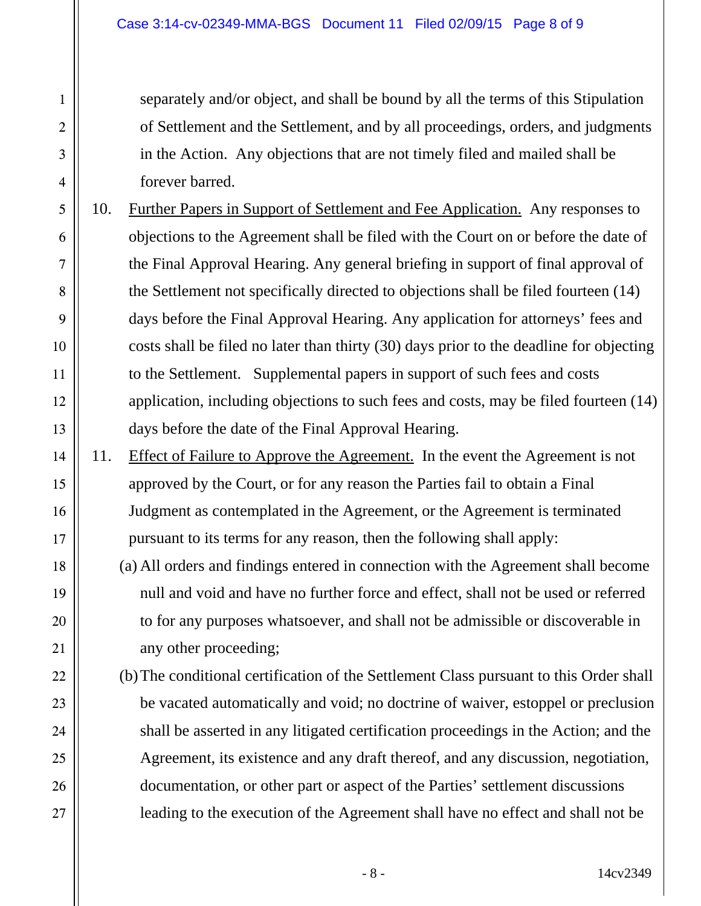separately and/or object, and shall be bound by all the terms of this Stipulation of Settlement and the Settlement, and by all proceedings, orders, and judgments in the Action. Any objections that are not timely filed and mailed shall be forever barred.

10. Further Papers in Support of Settlement and Fee Application. Any responses to objections to the Agreement shall be filed with the Court on or before the date of the Final Approval Hearing. Any general briefing in support of final approval of the Settlement not specifically directed to objections shall be filed fourteen (14) days before the Final Approval Hearing. Any application for attorneys' fees and costs shall be filed no later than thirty (30) days prior to the deadline for objecting to the Settlement. Supplemental papers in support of such fees and costs application, including objections to such fees and costs, may be filed fourteen (14) days before the date of the Final Approval Hearing.

11. Effect of Failure to Approve the Agreement. In the event the Agreement is not approved by the Court, or for any reason the Parties fail to obtain a Final Judgment as contemplated in the Agreement, or the Agreement is terminated pursuant to its terms for any reason, then the following shall apply:

(a) All orders and findings entered in connection with the Agreement shall become null and void and have no further force and effect, shall not be used or referred to for any purposes whatsoever, and shall not be admissible or discoverable in any other proceeding;

(b) The conditional certification of the Settlement Class pursuant to this Order shall be vacated automatically and void; no doctrine of waiver, estoppel or preclusion shall be asserted in any litigated certification proceedings in the Action; and the Agreement, its existence and any draft thereof, and any discussion, negotiation, documentation, or other part or aspect of the Parties' settlement discussions leading to the execution of the Agreement shall have no effect and shall not be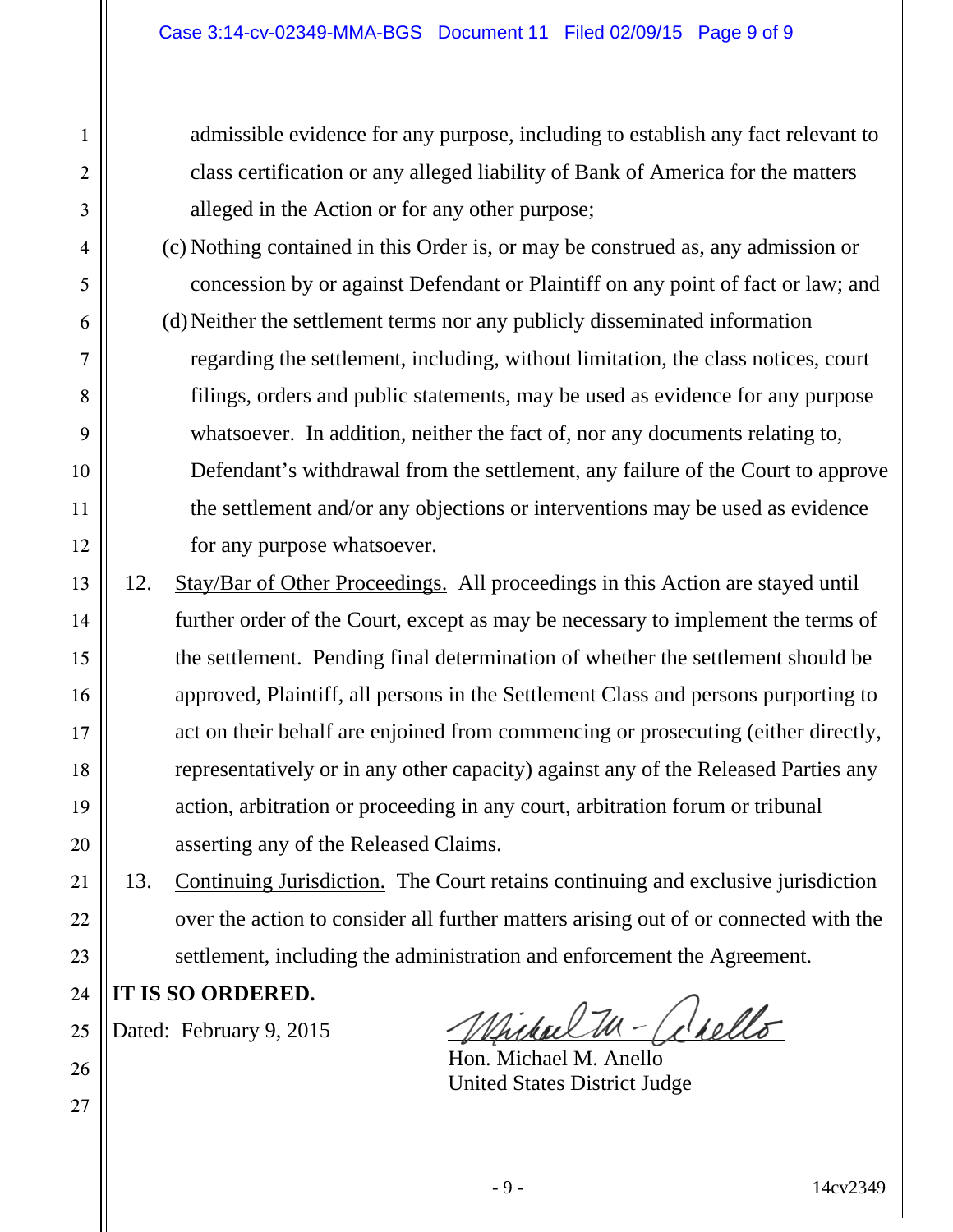admissible evidence for any purpose, including to establish any fact relevant to class certification or any alleged liability of Bank of America for the matters alleged in the Action or for any other purpose;

(c) Nothing contained in this Order is, or may be construed as, any admission or concession by or against Defendant or Plaintiff on any point of fact or law; and

(d) Neither the settlement terms nor any publicly disseminated information regarding the settlement, including, without limitation, the class notices, court filings, orders and public statements, may be used as evidence for any purpose whatsoever. In addition, neither the fact of, nor any documents relating to, Defendant's withdrawal from the settlement, any failure of the Court to approve the settlement and/or any objections or interventions may be used as evidence for any purpose whatsoever.

12. Stay/Bar of Other Proceedings. All proceedings in this Action are stayed until further order of the Court, except as may be necessary to implement the terms of the settlement. Pending final determination of whether the settlement should be approved, Plaintiff, all persons in the Settlement Class and persons purporting to act on their behalf are enjoined from commencing or prosecuting (either directly, representatively or in any other capacity) against any of the Released Parties any action, arbitration or proceeding in any court, arbitration forum or tribunal asserting any of the Released Claims.

13. Continuing Jurisdiction. The Court retains continuing and exclusive jurisdiction over the action to consider all further matters arising out of or connected with the settlement, including the administration and enforcement the Agreement.

**IT IS SO ORDERED.**

Dated: February 9, 2015

Hon. Michael M. Anello
United States District Judge